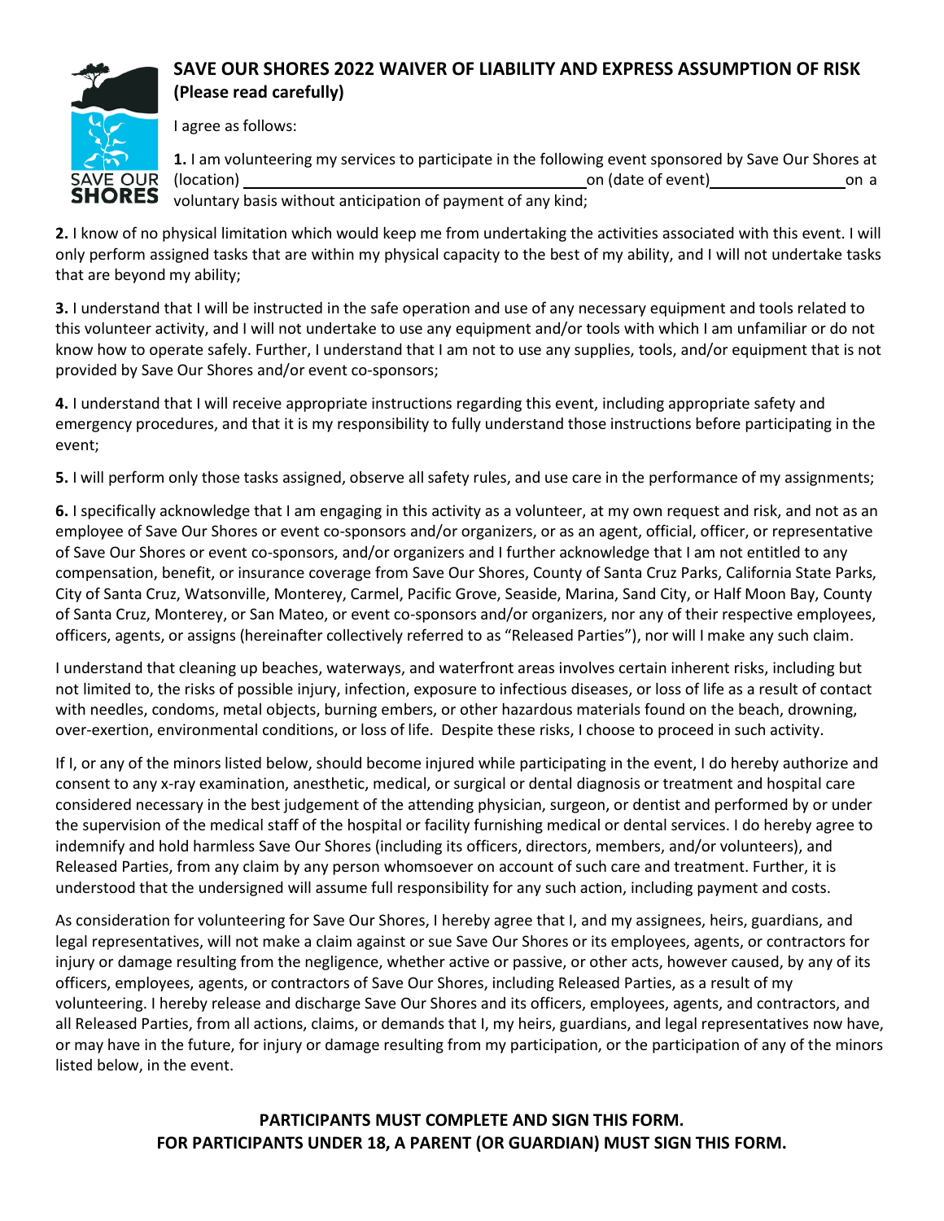## SAVE OUR SHORES 2022 WAIVER OF LIABILITY AND EXPRESS ASSUMPTION OF RISK (Please read carefully)

I agree as follows:

**1.** I am volunteering my services to participate in the following event sponsored by Save Our Shores at (location) ________________________________________ on (date of event) ________________ on a voluntary basis without anticipation of payment of any kind;

**2.** I know of no physical limitation which would keep me from undertaking the activities associated with this event. I will only perform assigned tasks that are within my physical capacity to the best of my ability, and I will not undertake tasks that are beyond my ability;

**3.** I understand that I will be instructed in the safe operation and use of any necessary equipment and tools related to this volunteer activity, and I will not undertake to use any equipment and/or tools with which I am unfamiliar or do not know how to operate safely. Further, I understand that I am not to use any supplies, tools, and/or equipment that is not provided by Save Our Shores and/or event co-sponsors;

**4.** I understand that I will receive appropriate instructions regarding this event, including appropriate safety and emergency procedures, and that it is my responsibility to fully understand those instructions before participating in the event;

**5.** I will perform only those tasks assigned, observe all safety rules, and use care in the performance of my assignments;

**6.** I specifically acknowledge that I am engaging in this activity as a volunteer, at my own request and risk, and not as an employee of Save Our Shores or event co-sponsors and/or organizers, or as an agent, official, officer, or representative of Save Our Shores or event co-sponsors, and/or organizers and I further acknowledge that I am not entitled to any compensation, benefit, or insurance coverage from Save Our Shores, County of Santa Cruz Parks, California State Parks, City of Santa Cruz, Watsonville, Monterey, Carmel, Pacific Grove, Seaside, Marina, Sand City, or Half Moon Bay, County of Santa Cruz, Monterey, or San Mateo, or event co-sponsors and/or organizers, nor any of their respective employees, officers, agents, or assigns (hereinafter collectively referred to as "Released Parties"), nor will I make any such claim.

I understand that cleaning up beaches, waterways, and waterfront areas involves certain inherent risks, including but not limited to, the risks of possible injury, infection, exposure to infectious diseases, or loss of life as a result of contact with needles, condoms, metal objects, burning embers, or other hazardous materials found on the beach, drowning, over-exertion, environmental conditions, or loss of life. Despite these risks, I choose to proceed in such activity.

If I, or any of the minors listed below, should become injured while participating in the event, I do hereby authorize and consent to any x-ray examination, anesthetic, medical, or surgical or dental diagnosis or treatment and hospital care considered necessary in the best judgement of the attending physician, surgeon, or dentist and performed by or under the supervision of the medical staff of the hospital or facility furnishing medical or dental services. I do hereby agree to indemnify and hold harmless Save Our Shores (including its officers, directors, members, and/or volunteers), and Released Parties, from any claim by any person whomsoever on account of such care and treatment. Further, it is understood that the undersigned will assume full responsibility for any such action, including payment and costs.

As consideration for volunteering for Save Our Shores, I hereby agree that I, and my assignees, heirs, guardians, and legal representatives, will not make a claim against or sue Save Our Shores or its employees, agents, or contractors for injury or damage resulting from the negligence, whether active or passive, or other acts, however caused, by any of its officers, employees, agents, or contractors of Save Our Shores, including Released Parties, as a result of my volunteering. I hereby release and discharge Save Our Shores and its officers, employees, agents, and contractors, and all Released Parties, from all actions, claims, or demands that I, my heirs, guardians, and legal representatives now have, or may have in the future, for injury or damage resulting from my participation, or the participation of any of the minors listed below, in the event.

**PARTICIPANTS MUST COMPLETE AND SIGN THIS FORM.**
**FOR PARTICIPANTS UNDER 18, A PARENT (OR GUARDIAN) MUST SIGN THIS FORM.**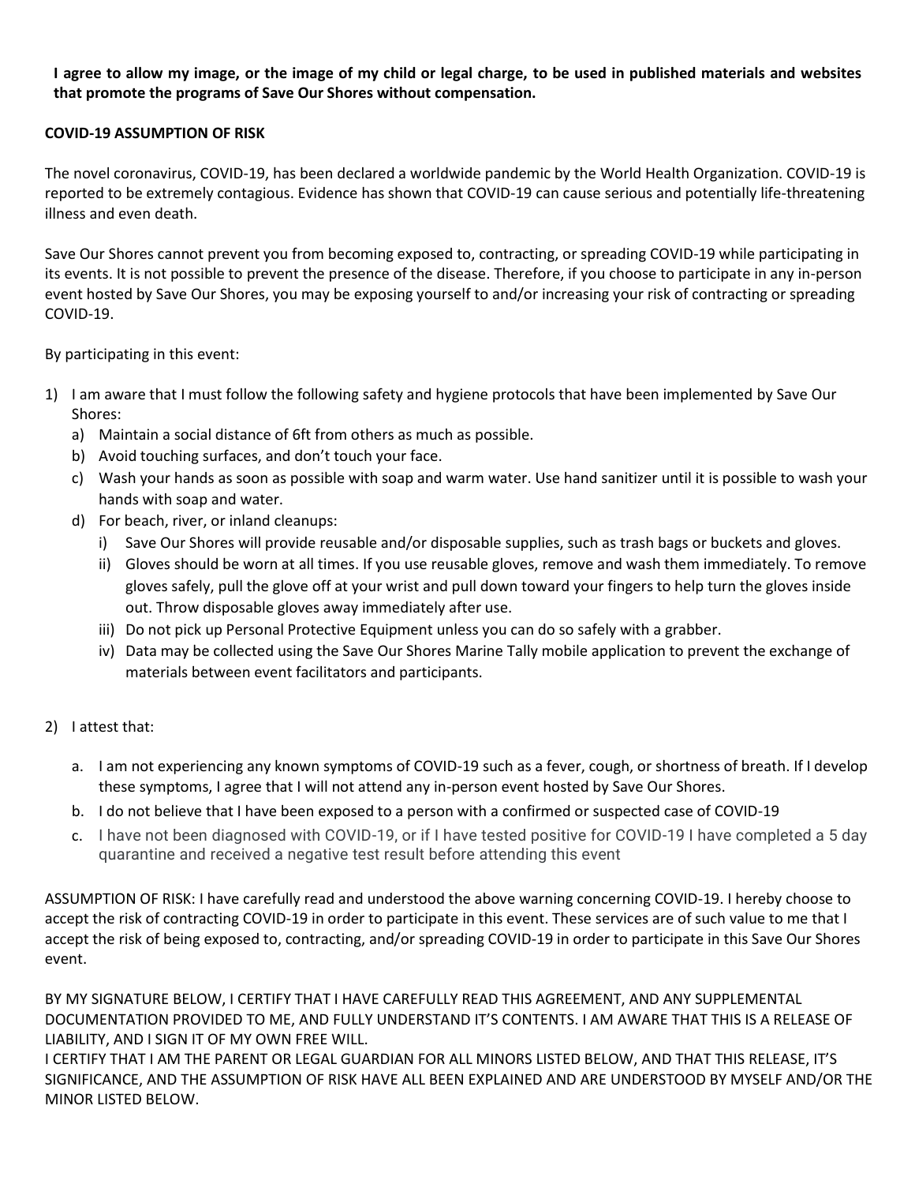**I agree to allow my image, or the image of my child or legal charge, to be used in published materials and websites that promote the programs of Save Our Shores without compensation.**

**COVID-19 ASSUMPTION OF RISK**

The novel coronavirus, COVID-19, has been declared a worldwide pandemic by the World Health Organization. COVID-19 is reported to be extremely contagious. Evidence has shown that COVID-19 can cause serious and potentially life-threatening illness and even death.

Save Our Shores cannot prevent you from becoming exposed to, contracting, or spreading COVID-19 while participating in its events. It is not possible to prevent the presence of the disease. Therefore, if you choose to participate in any in-person event hosted by Save Our Shores, you may be exposing yourself to and/or increasing your risk of contracting or spreading COVID-19.

By participating in this event:

1) I am aware that I must follow the following safety and hygiene protocols that have been implemented by Save Our Shores:
   a) Maintain a social distance of 6ft from others as much as possible.
   b) Avoid touching surfaces, and don't touch your face.
   c) Wash your hands as soon as possible with soap and warm water. Use hand sanitizer until it is possible to wash your hands with soap and water.
   d) For beach, river, or inland cleanups:
      i) Save Our Shores will provide reusable and/or disposable supplies, such as trash bags or buckets and gloves.
      ii) Gloves should be worn at all times. If you use reusable gloves, remove and wash them immediately. To remove gloves safely, pull the glove off at your wrist and pull down toward your fingers to help turn the gloves inside out. Throw disposable gloves away immediately after use.
      iii) Do not pick up Personal Protective Equipment unless you can do so safely with a grabber.
      iv) Data may be collected using the Save Our Shores Marine Tally mobile application to prevent the exchange of materials between event facilitators and participants.

2) I attest that:
   a. I am not experiencing any known symptoms of COVID-19 such as a fever, cough, or shortness of breath. If I develop these symptoms, I agree that I will not attend any in-person event hosted by Save Our Shores.
   b. I do not believe that I have been exposed to a person with a confirmed or suspected case of COVID-19
   c. I have not been diagnosed with COVID-19, or if I have tested positive for COVID-19 I have completed a 5 day quarantine and received a negative test result before attending this event

ASSUMPTION OF RISK: I have carefully read and understood the above warning concerning COVID-19. I hereby choose to accept the risk of contracting COVID-19 in order to participate in this event. These services are of such value to me that I accept the risk of being exposed to, contracting, and/or spreading COVID-19 in order to participate in this Save Our Shores event.

BY MY SIGNATURE BELOW, I CERTIFY THAT I HAVE CAREFULLY READ THIS AGREEMENT, AND ANY SUPPLEMENTAL DOCUMENTATION PROVIDED TO ME, AND FULLY UNDERSTAND IT'S CONTENTS. I AM AWARE THAT THIS IS A RELEASE OF LIABILITY, AND I SIGN IT OF MY OWN FREE WILL.
I CERTIFY THAT I AM THE PARENT OR LEGAL GUARDIAN FOR ALL MINORS LISTED BELOW, AND THAT THIS RELEASE, IT'S SIGNIFICANCE, AND THE ASSUMPTION OF RISK HAVE ALL BEEN EXPLAINED AND ARE UNDERSTOOD BY MYSELF AND/OR THE MINOR LISTED BELOW.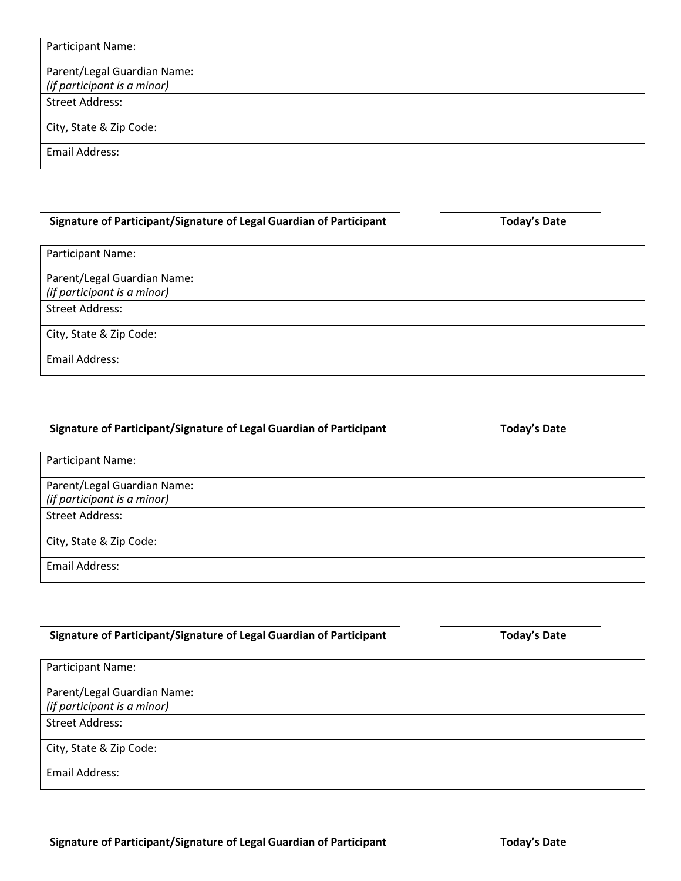| | |
|---|---|
| Participant Name: | |
| Parent/Legal Guardian Name: *(if participant is a minor)* | |
| Street Address: | |
| City, State & Zip Code: | |
| Email Address: | |

**Signature of Participant/Signature of Legal Guardian of Participant** **Today's Date**

| | |
|---|---|
| Participant Name: | |
| Parent/Legal Guardian Name: *(if participant is a minor)* | |
| Street Address: | |
| City, State & Zip Code: | |
| Email Address: | |

**Signature of Participant/Signature of Legal Guardian of Participant** **Today's Date**

| | |
|---|---|
| Participant Name: | |
| Parent/Legal Guardian Name: *(if participant is a minor)* | |
| Street Address: | |
| City, State & Zip Code: | |
| Email Address: | |

**Signature of Participant/Signature of Legal Guardian of Participant** **Today's Date**

| | |
|---|---|
| Participant Name: | |
| Parent/Legal Guardian Name: *(if participant is a minor)* | |
| Street Address: | |
| City, State & Zip Code: | |
| Email Address: | |

**Signature of Participant/Signature of Legal Guardian of Participant** **Today's Date**